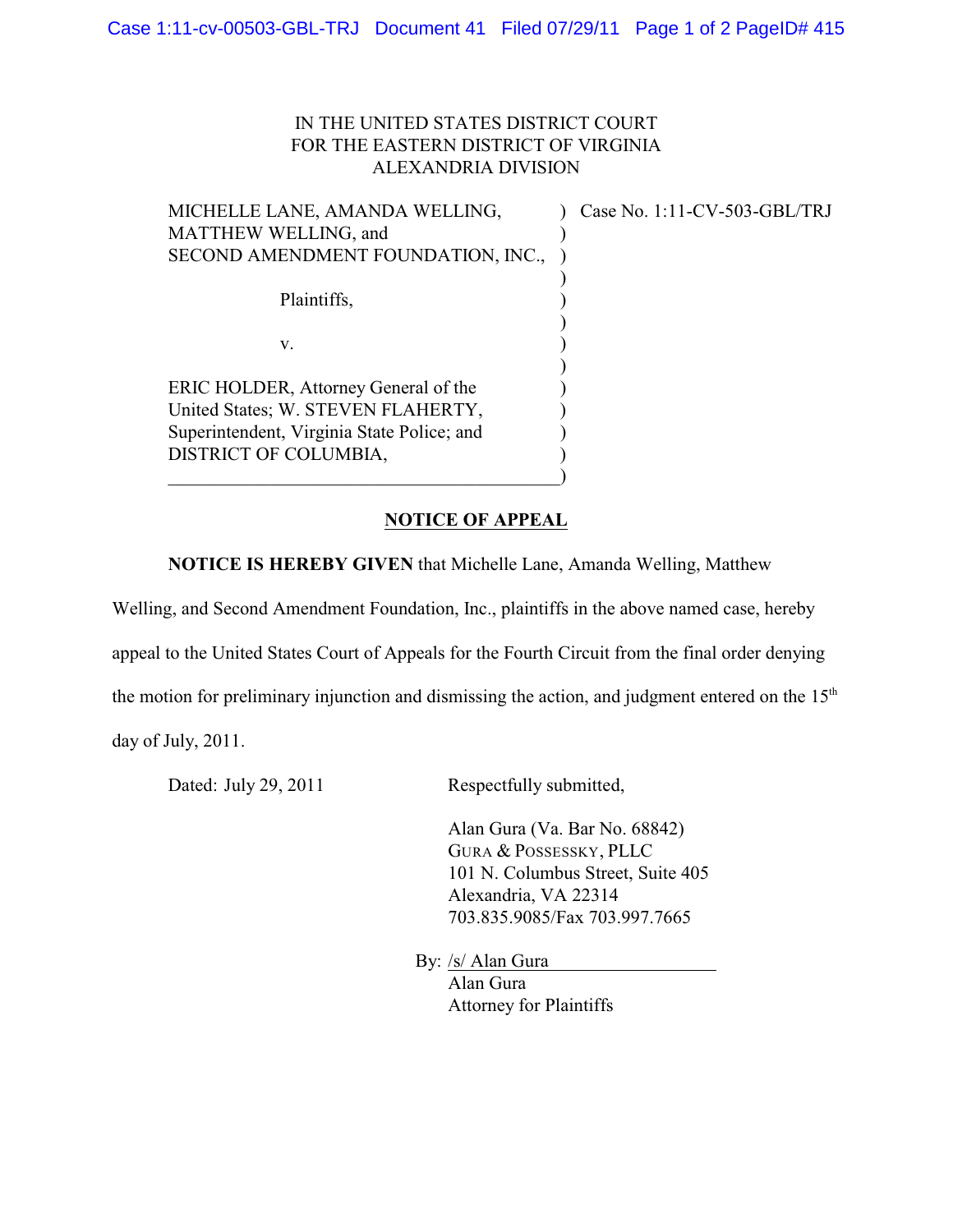IN THE UNITED STATES DISTRICT COURT
FOR THE EASTERN DISTRICT OF VIRGINIA
ALEXANDRIA DIVISION

| | | |
|---|---|---|
| MICHELLE LANE, AMANDA WELLING, MATTHEW WELLING, and SECOND AMENDMENT FOUNDATION, INC., | ) | Case No. 1:11-CV-503-GBL/TRJ |
| Plaintiffs, | ) | |
| v. | ) | |
| ERIC HOLDER, Attorney General of the United States; W. STEVEN FLAHERTY, Superintendent, Virginia State Police; and DISTRICT OF COLUMBIA, | ) | |

## NOTICE OF APPEAL

**NOTICE IS HEREBY GIVEN** that Michelle Lane, Amanda Welling, Matthew Welling, and Second Amendment Foundation, Inc., plaintiffs in the above named case, hereby appeal to the United States Court of Appeals for the Fourth Circuit from the final order denying the motion for preliminary injunction and dismissing the action, and judgment entered on the 15th day of July, 2011.

Dated: July 29, 2011

Respectfully submitted,

Alan Gura (Va. Bar No. 68842)
GURA & POSSESSKY, PLLC
101 N. Columbus Street, Suite 405
Alexandria, VA 22314
703.835.9085/Fax 703.997.7665

By: /s/ Alan Gura
Alan Gura
Attorney for Plaintiffs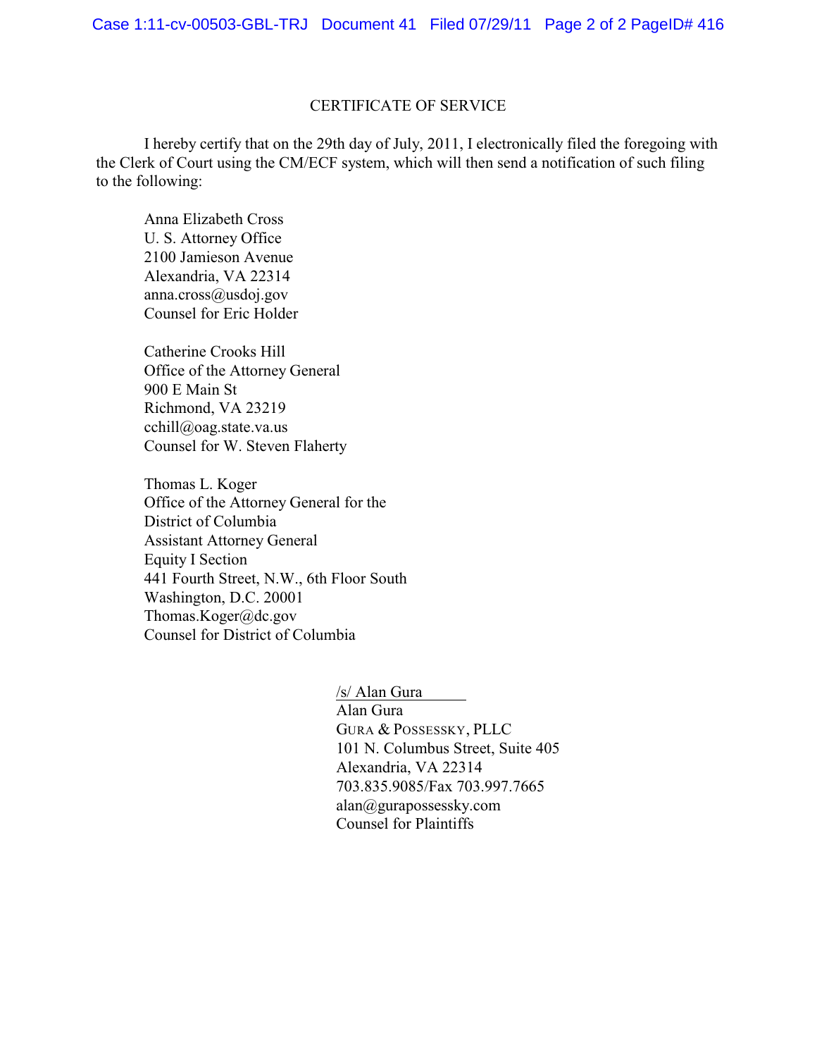CERTIFICATE OF SERVICE

I hereby certify that on the 29th day of July, 2011, I electronically filed the foregoing with the Clerk of Court using the CM/ECF system, which will then send a notification of such filing to the following:

Anna Elizabeth Cross
U. S. Attorney Office
2100 Jamieson Avenue
Alexandria, VA 22314
anna.cross@usdoj.gov
Counsel for Eric Holder

Catherine Crooks Hill
Office of the Attorney General
900 E Main St
Richmond, VA 23219
cchill@oag.state.va.us
Counsel for W. Steven Flaherty

Thomas L. Koger
Office of the Attorney General for the
District of Columbia
Assistant Attorney General
Equity I Section
441 Fourth Street, N.W., 6th Floor South
Washington, D.C. 20001
Thomas.Koger@dc.gov
Counsel for District of Columbia

/s/ Alan Gura
Alan Gura
GURA & POSSESSKY, PLLC
101 N. Columbus Street, Suite 405
Alexandria, VA 22314
703.835.9085/Fax 703.997.7665
alan@gurapossessky.com
Counsel for Plaintiffs